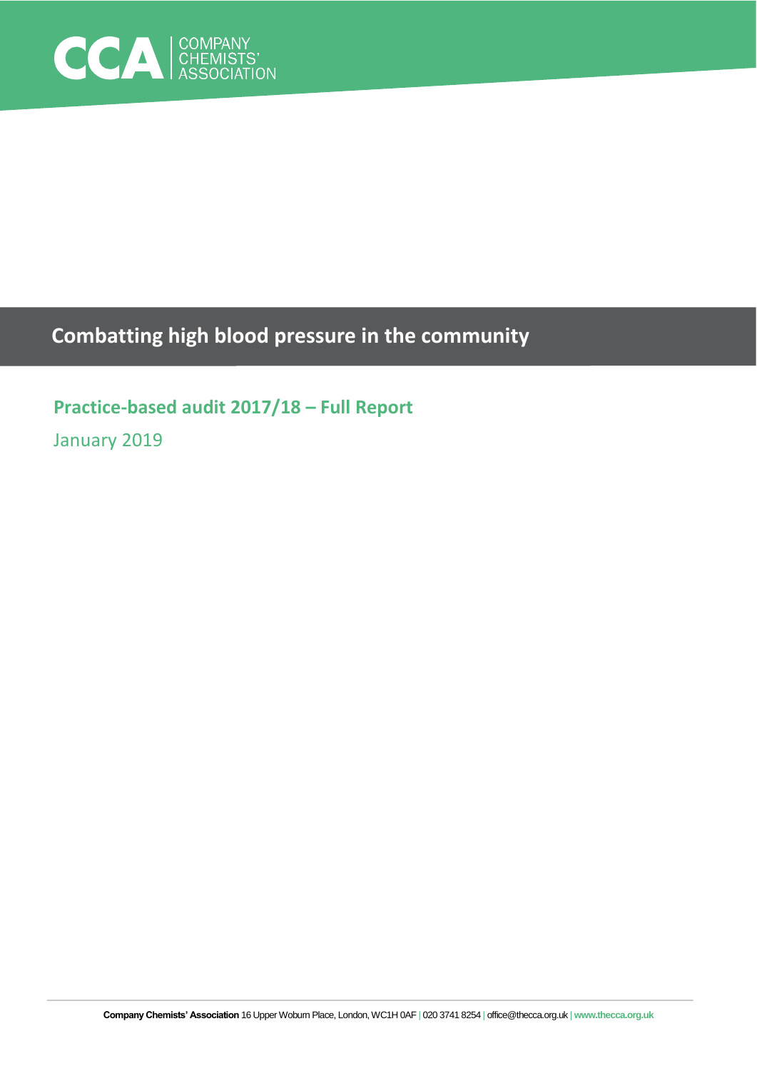CCA | COMPANY CHEMISTS' ASSOCIATION

# Combatting high blood pressure in the community

## Practice-based audit 2017/18 – Full Report

January 2019

**Company Chemists' Association** 16 Upper Woburn Place, London, WC1H 0AF | 020 3741 8254 | office@thecca.org.uk | **www.thecca.org.uk**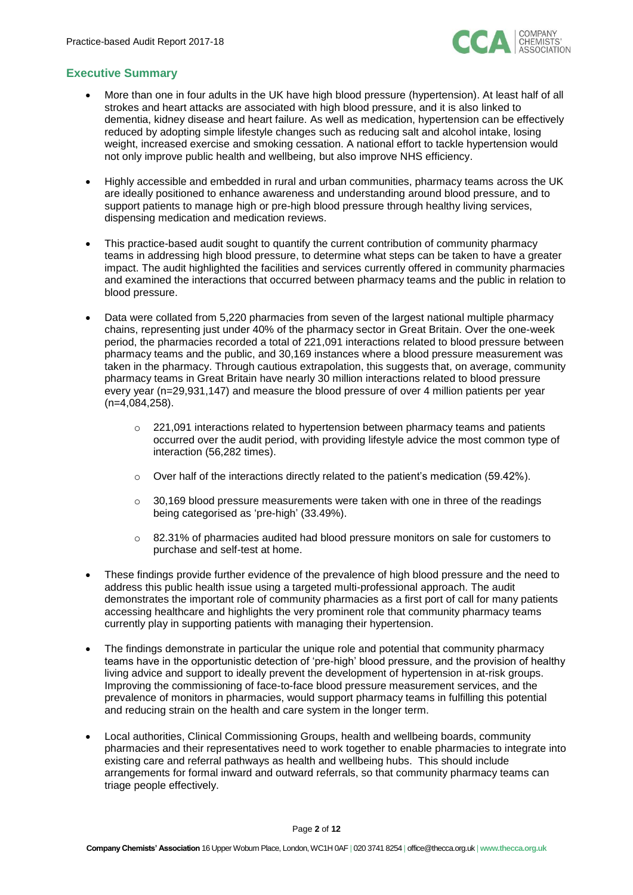## Executive Summary

- More than one in four adults in the UK have high blood pressure (hypertension). At least half of all strokes and heart attacks are associated with high blood pressure, and it is also linked to dementia, kidney disease and heart failure. As well as medication, hypertension can be effectively reduced by adopting simple lifestyle changes such as reducing salt and alcohol intake, losing weight, increased exercise and smoking cessation. A national effort to tackle hypertension would not only improve public health and wellbeing, but also improve NHS efficiency.

- Highly accessible and embedded in rural and urban communities, pharmacy teams across the UK are ideally positioned to enhance awareness and understanding around blood pressure, and to support patients to manage high or pre-high blood pressure through healthy living services, dispensing medication and medication reviews.

- This practice-based audit sought to quantify the current contribution of community pharmacy teams in addressing high blood pressure, to determine what steps can be taken to have a greater impact. The audit highlighted the facilities and services currently offered in community pharmacies and examined the interactions that occurred between pharmacy teams and the public in relation to blood pressure.

- Data were collated from 5,220 pharmacies from seven of the largest national multiple pharmacy chains, representing just under 40% of the pharmacy sector in Great Britain. Over the one-week period, the pharmacies recorded a total of 221,091 interactions related to blood pressure between pharmacy teams and the public, and 30,169 instances where a blood pressure measurement was taken in the pharmacy. Through cautious extrapolation, this suggests that, on average, community pharmacy teams in Great Britain have nearly 30 million interactions related to blood pressure every year (n=29,931,147) and measure the blood pressure of over 4 million patients per year (n=4,084,258).
    - 221,091 interactions related to hypertension between pharmacy teams and patients occurred over the audit period, with providing lifestyle advice the most common type of interaction (56,282 times).
    - Over half of the interactions directly related to the patient's medication (59.42%).
    - 30,169 blood pressure measurements were taken with one in three of the readings being categorised as 'pre-high' (33.49%).
    - 82.31% of pharmacies audited had blood pressure monitors on sale for customers to purchase and self-test at home.

- These findings provide further evidence of the prevalence of high blood pressure and the need to address this public health issue using a targeted multi-professional approach. The audit demonstrates the important role of community pharmacies as a first port of call for many patients accessing healthcare and highlights the very prominent role that community pharmacy teams currently play in supporting patients with managing their hypertension.

- The findings demonstrate in particular the unique role and potential that community pharmacy teams have in the opportunistic detection of 'pre-high' blood pressure, and the provision of healthy living advice and support to ideally prevent the development of hypertension in at-risk groups. Improving the commissioning of face-to-face blood pressure measurement services, and the prevalence of monitors in pharmacies, would support pharmacy teams in fulfilling this potential and reducing strain on the health and care system in the longer term.

- Local authorities, Clinical Commissioning Groups, health and wellbeing boards, community pharmacies and their representatives need to work together to enable pharmacies to integrate into existing care and referral pathways as health and wellbeing hubs. This should include arrangements for formal inward and outward referrals, so that community pharmacy teams can triage people effectively.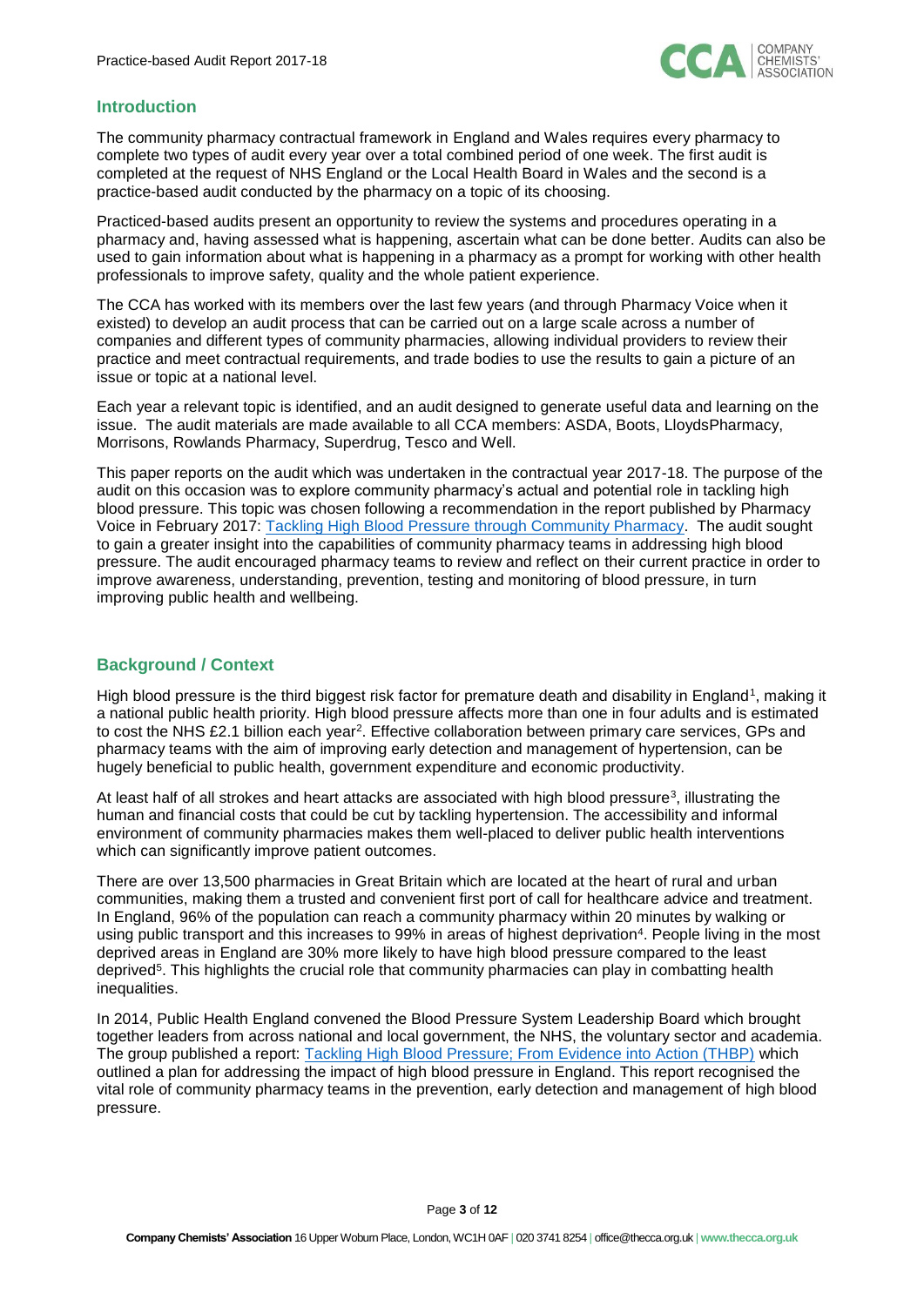## Introduction

The community pharmacy contractual framework in England and Wales requires every pharmacy to complete two types of audit every year over a total combined period of one week. The first audit is completed at the request of NHS England or the Local Health Board in Wales and the second is a practice-based audit conducted by the pharmacy on a topic of its choosing.

Practiced-based audits present an opportunity to review the systems and procedures operating in a pharmacy and, having assessed what is happening, ascertain what can be done better. Audits can also be used to gain information about what is happening in a pharmacy as a prompt for working with other health professionals to improve safety, quality and the whole patient experience.

The CCA has worked with its members over the last few years (and through Pharmacy Voice when it existed) to develop an audit process that can be carried out on a large scale across a number of companies and different types of community pharmacies, allowing individual providers to review their practice and meet contractual requirements, and trade bodies to use the results to gain a picture of an issue or topic at a national level.

Each year a relevant topic is identified, and an audit designed to generate useful data and learning on the issue. The audit materials are made available to all CCA members: ASDA, Boots, LloydsPharmacy, Morrisons, Rowlands Pharmacy, Superdrug, Tesco and Well.

This paper reports on the audit which was undertaken in the contractual year 2017-18. The purpose of the audit on this occasion was to explore community pharmacy's actual and potential role in tackling high blood pressure. This topic was chosen following a recommendation in the report published by Pharmacy Voice in February 2017: Tackling High Blood Pressure through Community Pharmacy. The audit sought to gain a greater insight into the capabilities of community pharmacy teams in addressing high blood pressure. The audit encouraged pharmacy teams to review and reflect on their current practice in order to improve awareness, understanding, prevention, testing and monitoring of blood pressure, in turn improving public health and wellbeing.

## Background / Context

High blood pressure is the third biggest risk factor for premature death and disability in England[1], making it a national public health priority. High blood pressure affects more than one in four adults and is estimated to cost the NHS £2.1 billion each year[2]. Effective collaboration between primary care services, GPs and pharmacy teams with the aim of improving early detection and management of hypertension, can be hugely beneficial to public health, government expenditure and economic productivity.

At least half of all strokes and heart attacks are associated with high blood pressure[3], illustrating the human and financial costs that could be cut by tackling hypertension. The accessibility and informal environment of community pharmacies makes them well-placed to deliver public health interventions which can significantly improve patient outcomes.

There are over 13,500 pharmacies in Great Britain which are located at the heart of rural and urban communities, making them a trusted and convenient first port of call for healthcare advice and treatment. In England, 96% of the population can reach a community pharmacy within 20 minutes by walking or using public transport and this increases to 99% in areas of highest deprivation[4]. People living in the most deprived areas in England are 30% more likely to have high blood pressure compared to the least deprived[5]. This highlights the crucial role that community pharmacies can play in combatting health inequalities.

In 2014, Public Health England convened the Blood Pressure System Leadership Board which brought together leaders from across national and local government, the NHS, the voluntary sector and academia. The group published a report: Tackling High Blood Pressure; From Evidence into Action (THBP) which outlined a plan for addressing the impact of high blood pressure in England. This report recognised the vital role of community pharmacy teams in the prevention, early detection and management of high blood pressure.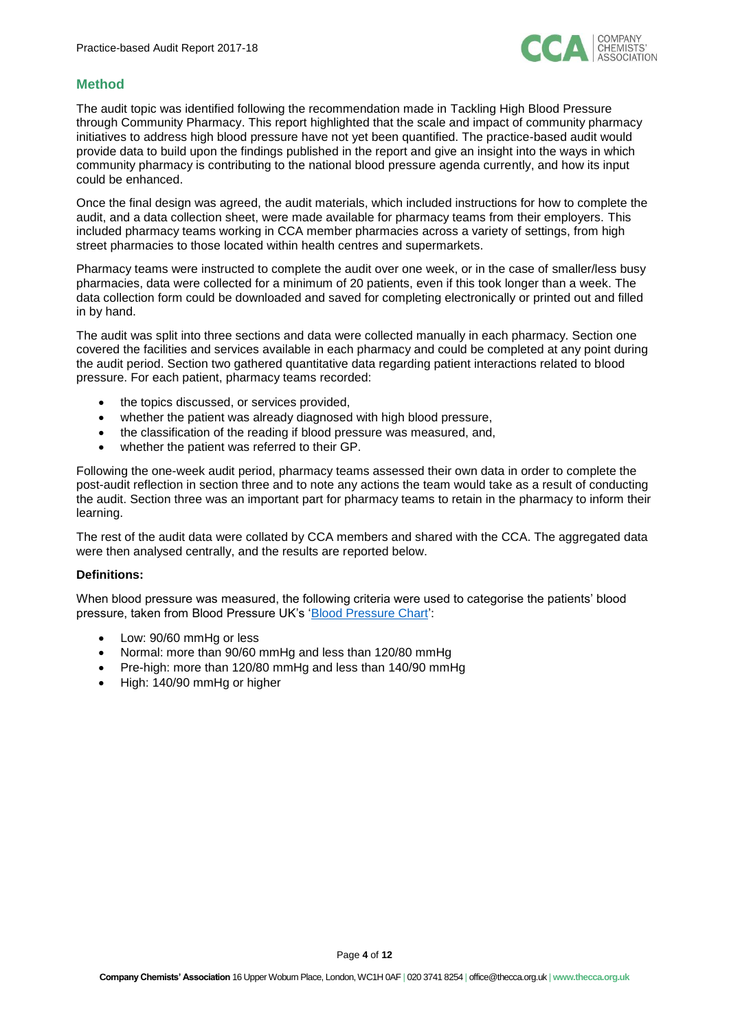## Method

The audit topic was identified following the recommendation made in Tackling High Blood Pressure through Community Pharmacy. This report highlighted that the scale and impact of community pharmacy initiatives to address high blood pressure have not yet been quantified. The practice-based audit would provide data to build upon the findings published in the report and give an insight into the ways in which community pharmacy is contributing to the national blood pressure agenda currently, and how its input could be enhanced.

Once the final design was agreed, the audit materials, which included instructions for how to complete the audit, and a data collection sheet, were made available for pharmacy teams from their employers. This included pharmacy teams working in CCA member pharmacies across a variety of settings, from high street pharmacies to those located within health centres and supermarkets.

Pharmacy teams were instructed to complete the audit over one week, or in the case of smaller/less busy pharmacies, data were collected for a minimum of 20 patients, even if this took longer than a week. The data collection form could be downloaded and saved for completing electronically or printed out and filled in by hand.

The audit was split into three sections and data were collected manually in each pharmacy. Section one covered the facilities and services available in each pharmacy and could be completed at any point during the audit period. Section two gathered quantitative data regarding patient interactions related to blood pressure. For each patient, pharmacy teams recorded:

- the topics discussed, or services provided,
- whether the patient was already diagnosed with high blood pressure,
- the classification of the reading if blood pressure was measured, and,
- whether the patient was referred to their GP.

Following the one-week audit period, pharmacy teams assessed their own data in order to complete the post-audit reflection in section three and to note any actions the team would take as a result of conducting the audit. Section three was an important part for pharmacy teams to retain in the pharmacy to inform their learning.

The rest of the audit data were collated by CCA members and shared with the CCA. The aggregated data were then analysed centrally, and the results are reported below.

**Definitions:**

When blood pressure was measured, the following criteria were used to categorise the patients' blood pressure, taken from Blood Pressure UK's 'Blood Pressure Chart':

- Low: 90/60 mmHg or less
- Normal: more than 90/60 mmHg and less than 120/80 mmHg
- Pre-high: more than 120/80 mmHg and less than 140/90 mmHg
- High: 140/90 mmHg or higher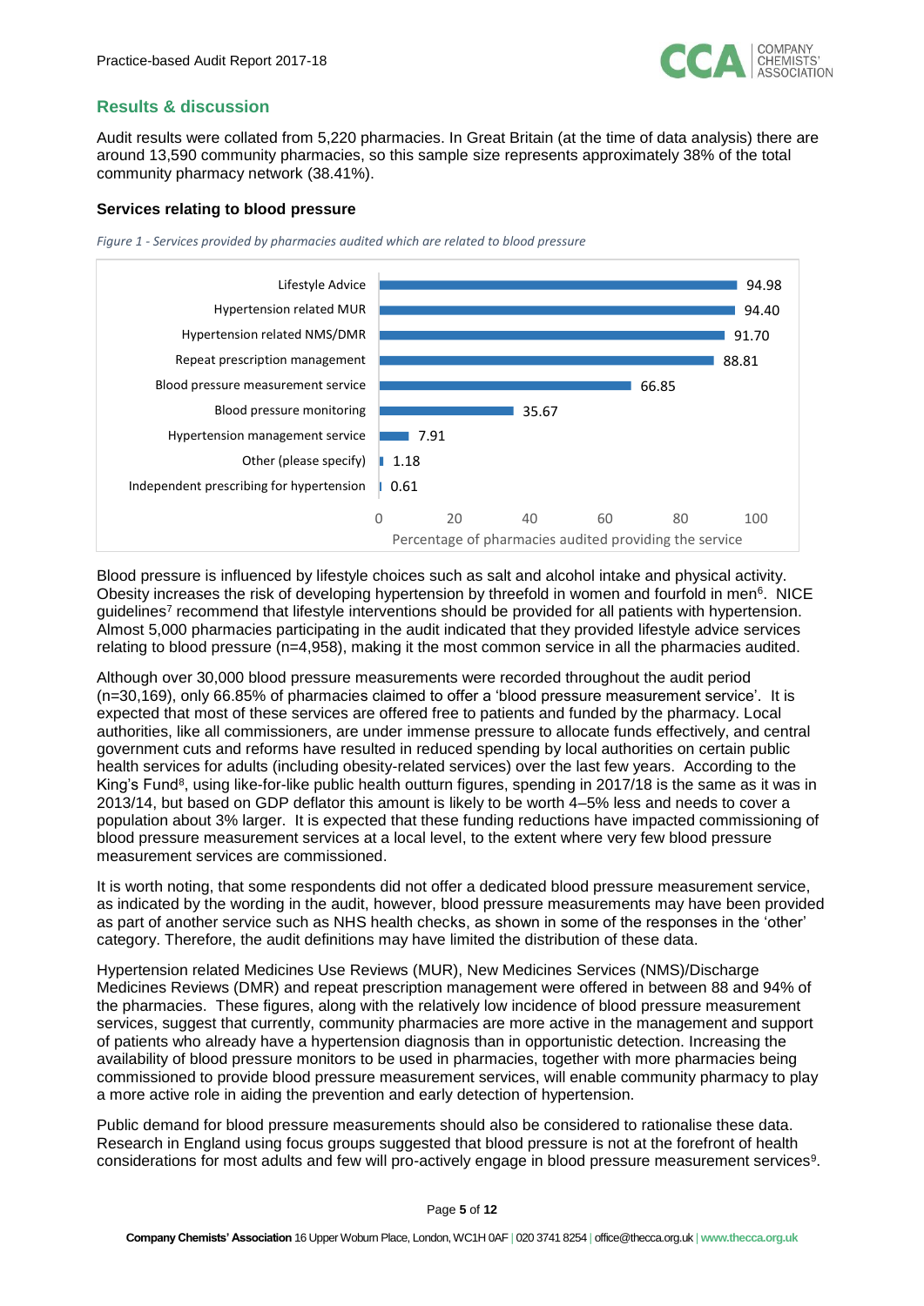## Results & discussion

Audit results were collated from 5,220 pharmacies. In Great Britain (at the time of data analysis) there are around 13,590 community pharmacies, so this sample size represents approximately 38% of the total community pharmacy network (38.41%).

### Services relating to blood pressure

*Figure 1 - Services provided by pharmacies audited which are related to blood pressure*

| Service | Percentage of pharmacies audited providing the service |
|---|---|
| Lifestyle Advice | 94.98 |
| Hypertension related MUR | 94.40 |
| Hypertension related NMS/DMR | 91.70 |
| Repeat prescription management | 88.81 |
| Blood pressure measurement service | 66.85 |
| Blood pressure monitoring | 35.67 |
| Hypertension management service | 7.91 |
| Other (please specify) | 1.18 |
| Independent prescribing for hypertension | 0.61 |

Blood pressure is influenced by lifestyle choices such as salt and alcohol intake and physical activity. Obesity increases the risk of developing hypertension by threefold in women and fourfold in men[6]. NICE guidelines[7] recommend that lifestyle interventions should be provided for all patients with hypertension. Almost 5,000 pharmacies participating in the audit indicated that they provided lifestyle advice services relating to blood pressure (n=4,958), making it the most common service in all the pharmacies audited.

Although over 30,000 blood pressure measurements were recorded throughout the audit period (n=30,169), only 66.85% of pharmacies claimed to offer a 'blood pressure measurement service'. It is expected that most of these services are offered free to patients and funded by the pharmacy. Local authorities, like all commissioners, are under immense pressure to allocate funds effectively, and central government cuts and reforms have resulted in reduced spending by local authorities on certain public health services for adults (including obesity-related services) over the last few years. According to the King's Fund[8], using like-for-like public health outturn figures, spending in 2017/18 is the same as it was in 2013/14, but based on GDP deflator this amount is likely to be worth 4–5% less and needs to cover a population about 3% larger. It is expected that these funding reductions have impacted commissioning of blood pressure measurement services at a local level, to the extent where very few blood pressure measurement services are commissioned.

It is worth noting, that some respondents did not offer a dedicated blood pressure measurement service, as indicated by the wording in the audit, however, blood pressure measurements may have been provided as part of another service such as NHS health checks, as shown in some of the responses in the 'other' category. Therefore, the audit definitions may have limited the distribution of these data.

Hypertension related Medicines Use Reviews (MUR), New Medicines Services (NMS)/Discharge Medicines Reviews (DMR) and repeat prescription management were offered in between 88 and 94% of the pharmacies. These figures, along with the relatively low incidence of blood pressure measurement services, suggest that currently, community pharmacies are more active in the management and support of patients who already have a hypertension diagnosis than in opportunistic detection. Increasing the availability of blood pressure monitors to be used in pharmacies, together with more pharmacies being commissioned to provide blood pressure measurement services, will enable community pharmacy to play a more active role in aiding the prevention and early detection of hypertension.

Public demand for blood pressure measurements should also be considered to rationalise these data. Research in England using focus groups suggested that blood pressure is not at the forefront of health considerations for most adults and few will pro-actively engage in blood pressure measurement services[9].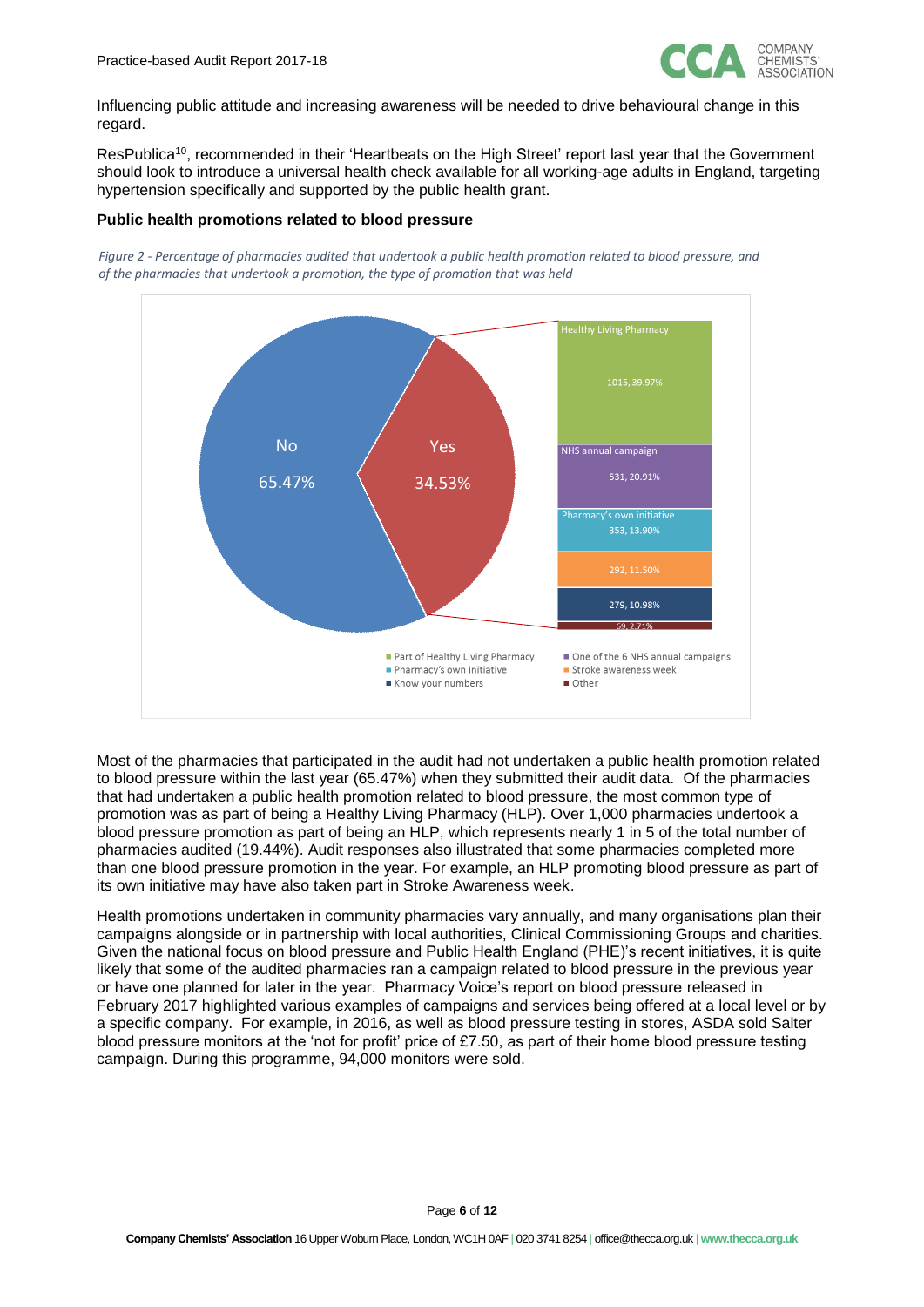Influencing public attitude and increasing awareness will be needed to drive behavioural change in this regard.

ResPublica[10], recommended in their 'Heartbeats on the High Street' report last year that the Government should look to introduce a universal health check available for all working-age adults in England, targeting hypertension specifically and supported by the public health grant.

**Public health promotions related to blood pressure**

*Figure 2 - Percentage of pharmacies audited that undertook a public health promotion related to blood pressure, and of the pharmacies that undertook a promotion, the type of promotion that was held*

| Undertook promotion | Percentage |
| --- | --- |
| No | 65.47% |
| Yes | 34.53% |

| Type of promotion (of "Yes") | Number | Percentage |
| --- | --- | --- |
| Part of Healthy Living Pharmacy | 1015 | 39.97% |
| One of the 6 NHS annual campaigns | 531 | 20.91% |
| Pharmacy's own initiative | 353 | 13.90% |
| Stroke awareness week | 292 | 11.50% |
| Know your numbers | 279 | 10.98% |
| Other | 69 | 2.71% |

Most of the pharmacies that participated in the audit had not undertaken a public health promotion related to blood pressure within the last year (65.47%) when they submitted their audit data. Of the pharmacies that had undertaken a public health promotion related to blood pressure, the most common type of promotion was as part of being a Healthy Living Pharmacy (HLP). Over 1,000 pharmacies undertook a blood pressure promotion as part of being an HLP, which represents nearly 1 in 5 of the total number of pharmacies audited (19.44%). Audit responses also illustrated that some pharmacies completed more than one blood pressure promotion in the year. For example, an HLP promoting blood pressure as part of its own initiative may have also taken part in Stroke Awareness week.

Health promotions undertaken in community pharmacies vary annually, and many organisations plan their campaigns alongside or in partnership with local authorities, Clinical Commissioning Groups and charities. Given the national focus on blood pressure and Public Health England (PHE)'s recent initiatives, it is quite likely that some of the audited pharmacies ran a campaign related to blood pressure in the previous year or have one planned for later in the year. Pharmacy Voice's report on blood pressure released in February 2017 highlighted various examples of campaigns and services being offered at a local level or by a specific company. For example, in 2016, as well as blood pressure testing in stores, ASDA sold Salter blood pressure monitors at the 'not for profit' price of £7.50, as part of their home blood pressure testing campaign. During this programme, 94,000 monitors were sold.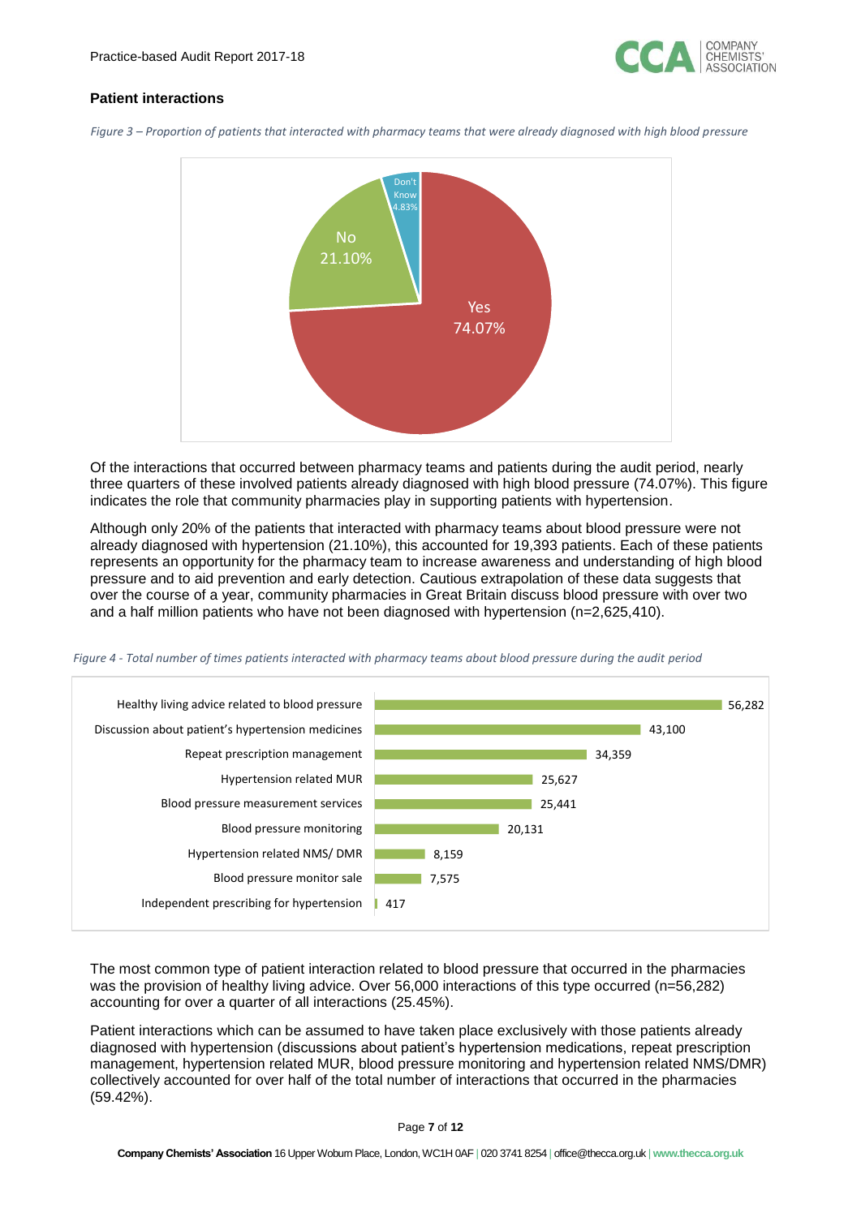## Patient interactions

*Figure 3 – Proportion of patients that interacted with pharmacy teams that were already diagnosed with high blood pressure*

| Response | Percentage |
|---|---|
| Yes | 74.07% |
| No | 21.10% |
| Don't Know | 4.83% |

Of the interactions that occurred between pharmacy teams and patients during the audit period, nearly three quarters of these involved patients already diagnosed with high blood pressure (74.07%). This figure indicates the role that community pharmacies play in supporting patients with hypertension.

Although only 20% of the patients that interacted with pharmacy teams about blood pressure were not already diagnosed with hypertension (21.10%), this accounted for 19,393 patients. Each of these patients represents an opportunity for the pharmacy team to increase awareness and understanding of high blood pressure and to aid prevention and early detection. Cautious extrapolation of these data suggests that over the course of a year, community pharmacies in Great Britain discuss blood pressure with over two and a half million patients who have not been diagnosed with hypertension (n=2,625,410).

*Figure 4 - Total number of times patients interacted with pharmacy teams about blood pressure during the audit period*

| Interaction type | Number |
|---|---|
| Healthy living advice related to blood pressure | 56,282 |
| Discussion about patient's hypertension medicines | 43,100 |
| Repeat prescription management | 34,359 |
| Hypertension related MUR | 25,627 |
| Blood pressure measurement services | 25,441 |
| Blood pressure monitoring | 20,131 |
| Hypertension related NMS/ DMR | 8,159 |
| Blood pressure monitor sale | 7,575 |
| Independent prescribing for hypertension | 417 |

The most common type of patient interaction related to blood pressure that occurred in the pharmacies was the provision of healthy living advice. Over 56,000 interactions of this type occurred (n=56,282) accounting for over a quarter of all interactions (25.45%).

Patient interactions which can be assumed to have taken place exclusively with those patients already diagnosed with hypertension (discussions about patient's hypertension medications, repeat prescription management, hypertension related MUR, blood pressure monitoring and hypertension related NMS/DMR) collectively accounted for over half of the total number of interactions that occurred in the pharmacies (59.42%).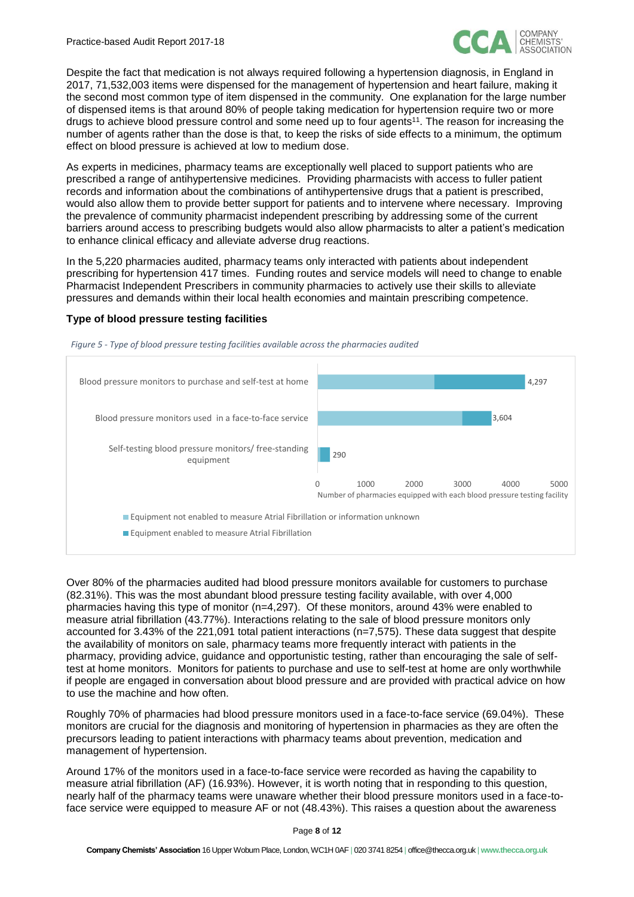Despite the fact that medication is not always required following a hypertension diagnosis, in England in 2017, 71,532,003 items were dispensed for the management of hypertension and heart failure, making it the second most common type of item dispensed in the community. One explanation for the large number of dispensed items is that around 80% of people taking medication for hypertension require two or more drugs to achieve blood pressure control and some need up to four agents[11]. The reason for increasing the number of agents rather than the dose is that, to keep the risks of side effects to a minimum, the optimum effect on blood pressure is achieved at low to medium dose.

As experts in medicines, pharmacy teams are exceptionally well placed to support patients who are prescribed a range of antihypertensive medicines. Providing pharmacists with access to fuller patient records and information about the combinations of antihypertensive drugs that a patient is prescribed, would also allow them to provide better support for patients and to intervene where necessary. Improving the prevalence of community pharmacist independent prescribing by addressing some of the current barriers around access to prescribing budgets would also allow pharmacists to alter a patient's medication to enhance clinical efficacy and alleviate adverse drug reactions.

In the 5,220 pharmacies audited, pharmacy teams only interacted with patients about independent prescribing for hypertension 417 times. Funding routes and service models will need to change to enable Pharmacist Independent Prescribers in community pharmacies to actively use their skills to alleviate pressures and demands within their local health economies and maintain prescribing competence.

### Type of blood pressure testing facilities

*Figure 5 - Type of blood pressure testing facilities available across the pharmacies audited*

| Type of blood pressure testing facility | Number of pharmacies equipped |
| --- | --- |
| Blood pressure monitors to purchase and self-test at home | 4,297 |
| Blood pressure monitors used in a face-to-face service | 3,604 |
| Self-testing blood pressure monitors/ free-standing equipment | 290 |

Legend: Equipment not enabled to measure Atrial Fibrillation or information unknown; Equipment enabled to measure Atrial Fibrillation

Over 80% of the pharmacies audited had blood pressure monitors available for customers to purchase (82.31%). This was the most abundant blood pressure testing facility available, with over 4,000 pharmacies having this type of monitor (n=4,297). Of these monitors, around 43% were enabled to measure atrial fibrillation (43.77%). Interactions relating to the sale of blood pressure monitors only accounted for 3.43% of the 221,091 total patient interactions (n=7,575). These data suggest that despite the availability of monitors on sale, pharmacy teams more frequently interact with patients in the pharmacy, providing advice, guidance and opportunistic testing, rather than encouraging the sale of self-test at home monitors. Monitors for patients to purchase and use to self-test at home are only worthwhile if people are engaged in conversation about blood pressure and are provided with practical advice on how to use the machine and how often.

Roughly 70% of pharmacies had blood pressure monitors used in a face-to-face service (69.04%). These monitors are crucial for the diagnosis and monitoring of hypertension in pharmacies as they are often the precursors leading to patient interactions with pharmacy teams about prevention, medication and management of hypertension.

Around 17% of the monitors used in a face-to-face service were recorded as having the capability to measure atrial fibrillation (AF) (16.93%). However, it is worth noting that in responding to this question, nearly half of the pharmacy teams were unaware whether their blood pressure monitors used in a face-to-face service were equipped to measure AF or not (48.43%). This raises a question about the awareness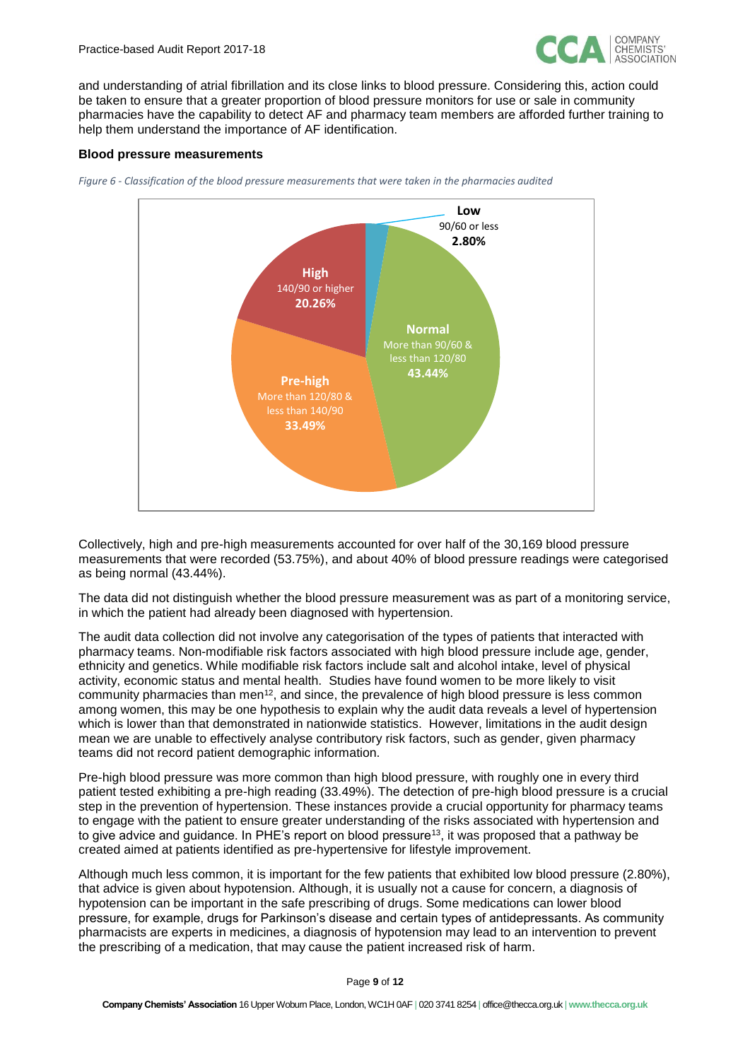and understanding of atrial fibrillation and its close links to blood pressure. Considering this, action could be taken to ensure that a greater proportion of blood pressure monitors for use or sale in community pharmacies have the capability to detect AF and pharmacy team members are afforded further training to help them understand the importance of AF identification.

**Blood pressure measurements**

*Figure 6 - Classification of the blood pressure measurements that were taken in the pharmacies audited*

| Classification | Range | Percentage |
|---|---|---|
| Low | 90/60 or less | 2.80% |
| Normal | More than 90/60 & less than 120/80 | 43.44% |
| Pre-high | More than 120/80 & less than 140/90 | 33.49% |
| High | 140/90 or higher | 20.26% |

Collectively, high and pre-high measurements accounted for over half of the 30,169 blood pressure measurements that were recorded (53.75%), and about 40% of blood pressure readings were categorised as being normal (43.44%).

The data did not distinguish whether the blood pressure measurement was as part of a monitoring service, in which the patient had already been diagnosed with hypertension.

The audit data collection did not involve any categorisation of the types of patients that interacted with pharmacy teams. Non-modifiable risk factors associated with high blood pressure include age, gender, ethnicity and genetics. While modifiable risk factors include salt and alcohol intake, level of physical activity, economic status and mental health. Studies have found women to be more likely to visit community pharmacies than men[12], and since, the prevalence of high blood pressure is less common among women, this may be one hypothesis to explain why the audit data reveals a level of hypertension which is lower than that demonstrated in nationwide statistics. However, limitations in the audit design mean we are unable to effectively analyse contributory risk factors, such as gender, given pharmacy teams did not record patient demographic information.

Pre-high blood pressure was more common than high blood pressure, with roughly one in every third patient tested exhibiting a pre-high reading (33.49%). The detection of pre-high blood pressure is a crucial step in the prevention of hypertension. These instances provide a crucial opportunity for pharmacy teams to engage with the patient to ensure greater understanding of the risks associated with hypertension and to give advice and guidance. In PHE's report on blood pressure[13], it was proposed that a pathway be created aimed at patients identified as pre-hypertensive for lifestyle improvement.

Although much less common, it is important for the few patients that exhibited low blood pressure (2.80%), that advice is given about hypotension. Although, it is usually not a cause for concern, a diagnosis of hypotension can be important in the safe prescribing of drugs. Some medications can lower blood pressure, for example, drugs for Parkinson's disease and certain types of antidepressants. As community pharmacists are experts in medicines, a diagnosis of hypotension may lead to an intervention to prevent the prescribing of a medication, that may cause the patient increased risk of harm.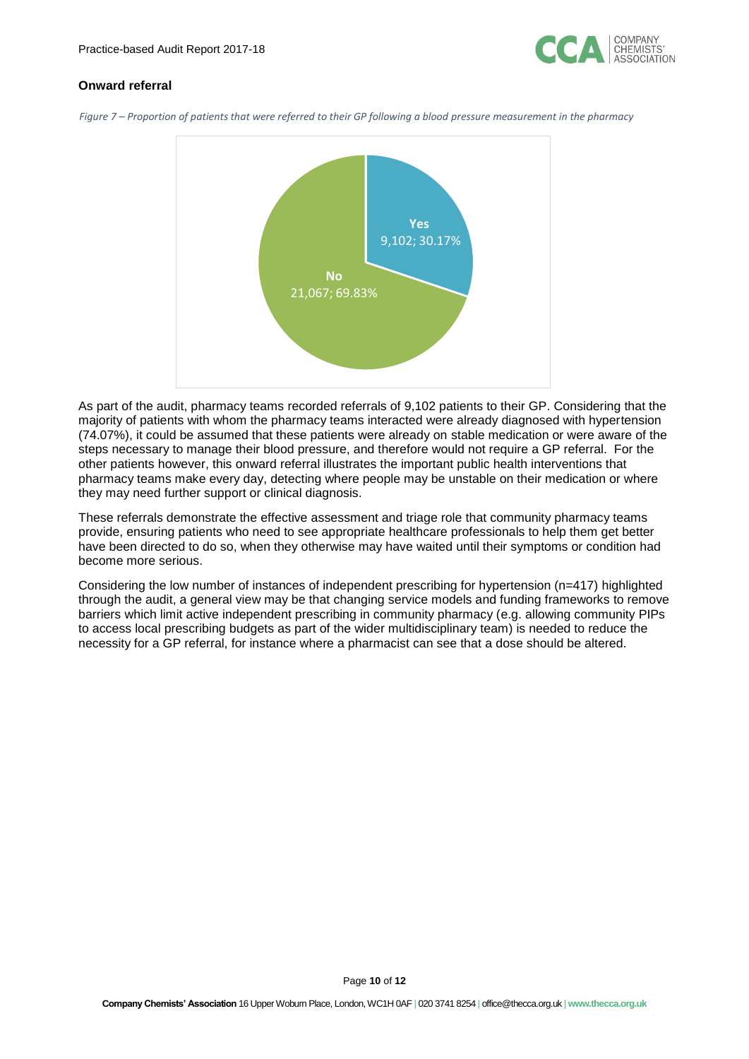### Onward referral

*Figure 7 – Proportion of patients that were referred to their GP following a blood pressure measurement in the pharmacy*

**Yes** 9,102; 30.17%

**No** 21,067; 69.83%

As part of the audit, pharmacy teams recorded referrals of 9,102 patients to their GP. Considering that the majority of patients with whom the pharmacy teams interacted were already diagnosed with hypertension (74.07%), it could be assumed that these patients were already on stable medication or were aware of the steps necessary to manage their blood pressure, and therefore would not require a GP referral. For the other patients however, this onward referral illustrates the important public health interventions that pharmacy teams make every day, detecting where people may be unstable on their medication or where they may need further support or clinical diagnosis.

These referrals demonstrate the effective assessment and triage role that community pharmacy teams provide, ensuring patients who need to see appropriate healthcare professionals to help them get better have been directed to do so, when they otherwise may have waited until their symptoms or condition had become more serious.

Considering the low number of instances of independent prescribing for hypertension (n=417) highlighted through the audit, a general view may be that changing service models and funding frameworks to remove barriers which limit active independent prescribing in community pharmacy (e.g. allowing community PIPs to access local prescribing budgets as part of the wider multidisciplinary team) is needed to reduce the necessity for a GP referral, for instance where a pharmacist can see that a dose should be altered.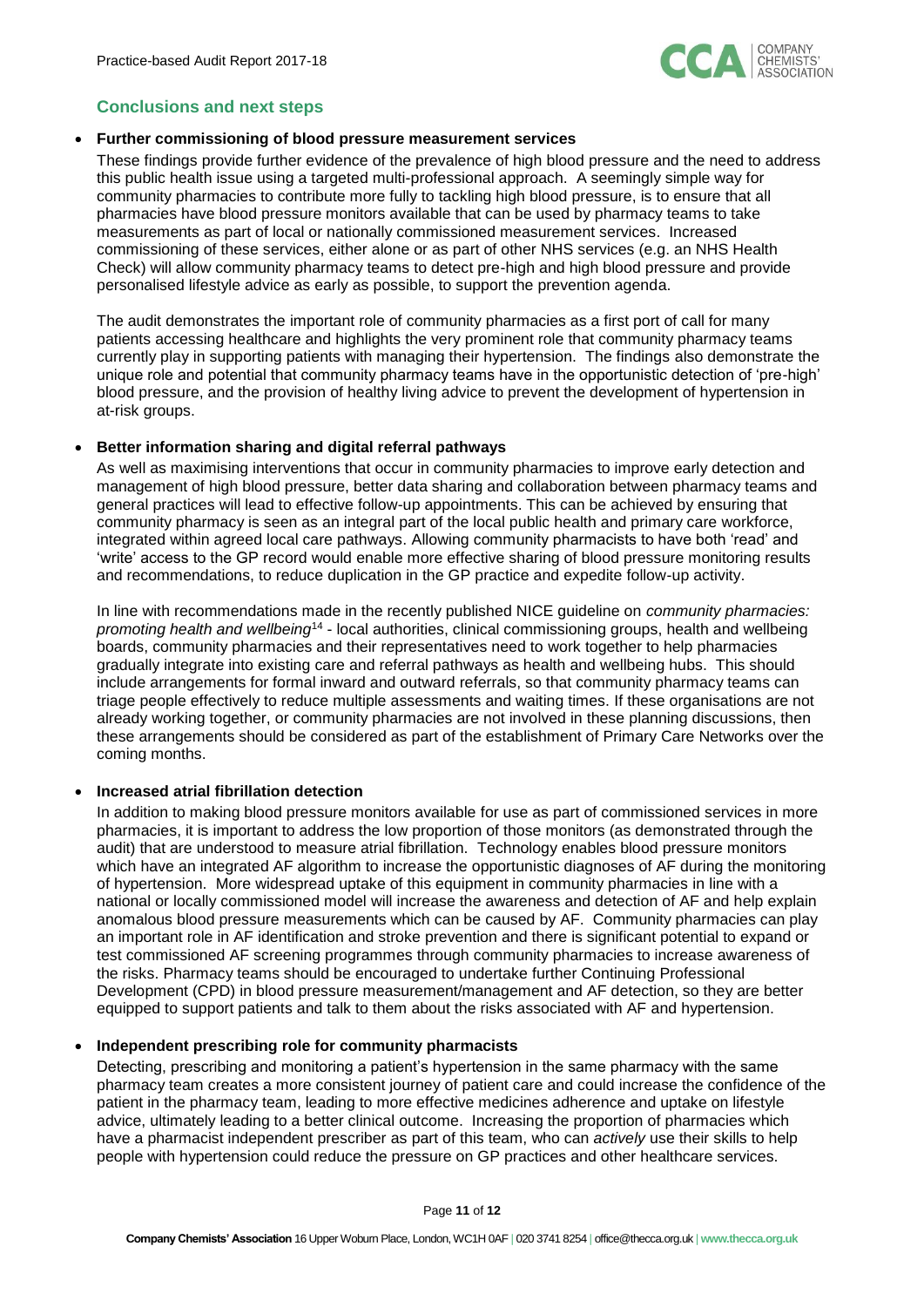## Conclusions and next steps

- **Further commissioning of blood pressure measurement services**

  These findings provide further evidence of the prevalence of high blood pressure and the need to address this public health issue using a targeted multi-professional approach. A seemingly simple way for community pharmacies to contribute more fully to tackling high blood pressure, is to ensure that all pharmacies have blood pressure monitors available that can be used by pharmacy teams to take measurements as part of local or nationally commissioned measurement services. Increased commissioning of these services, either alone or as part of other NHS services (e.g. an NHS Health Check) will allow community pharmacy teams to detect pre-high and high blood pressure and provide personalised lifestyle advice as early as possible, to support the prevention agenda.

  The audit demonstrates the important role of community pharmacies as a first port of call for many patients accessing healthcare and highlights the very prominent role that community pharmacy teams currently play in supporting patients with managing their hypertension. The findings also demonstrate the unique role and potential that community pharmacy teams have in the opportunistic detection of 'pre-high' blood pressure, and the provision of healthy living advice to prevent the development of hypertension in at-risk groups.

- **Better information sharing and digital referral pathways**

  As well as maximising interventions that occur in community pharmacies to improve early detection and management of high blood pressure, better data sharing and collaboration between pharmacy teams and general practices will lead to effective follow-up appointments. This can be achieved by ensuring that community pharmacy is seen as an integral part of the local public health and primary care workforce, integrated within agreed local care pathways. Allowing community pharmacists to have both 'read' and 'write' access to the GP record would enable more effective sharing of blood pressure monitoring results and recommendations, to reduce duplication in the GP practice and expedite follow-up activity.

  In line with recommendations made in the recently published NICE guideline on *community pharmacies: promoting health and wellbeing*[14] - local authorities, clinical commissioning groups, health and wellbeing boards, community pharmacies and their representatives need to work together to help pharmacies gradually integrate into existing care and referral pathways as health and wellbeing hubs. This should include arrangements for formal inward and outward referrals, so that community pharmacy teams can triage people effectively to reduce multiple assessments and waiting times. If these organisations are not already working together, or community pharmacies are not involved in these planning discussions, then these arrangements should be considered as part of the establishment of Primary Care Networks over the coming months.

- **Increased atrial fibrillation detection**

  In addition to making blood pressure monitors available for use as part of commissioned services in more pharmacies, it is important to address the low proportion of those monitors (as demonstrated through the audit) that are understood to measure atrial fibrillation. Technology enables blood pressure monitors which have an integrated AF algorithm to increase the opportunistic diagnoses of AF during the monitoring of hypertension. More widespread uptake of this equipment in community pharmacies in line with a national or locally commissioned model will increase the awareness and detection of AF and help explain anomalous blood pressure measurements which can be caused by AF. Community pharmacies can play an important role in AF identification and stroke prevention and there is significant potential to expand or test commissioned AF screening programmes through community pharmacies to increase awareness of the risks. Pharmacy teams should be encouraged to undertake further Continuing Professional Development (CPD) in blood pressure measurement/management and AF detection, so they are better equipped to support patients and talk to them about the risks associated with AF and hypertension.

- **Independent prescribing role for community pharmacists**

  Detecting, prescribing and monitoring a patient's hypertension in the same pharmacy with the same pharmacy team creates a more consistent journey of patient care and could increase the confidence of the patient in the pharmacy team, leading to more effective medicines adherence and uptake on lifestyle advice, ultimately leading to a better clinical outcome. Increasing the proportion of pharmacies which have a pharmacist independent prescriber as part of this team, who can *actively* use their skills to help people with hypertension could reduce the pressure on GP practices and other healthcare services.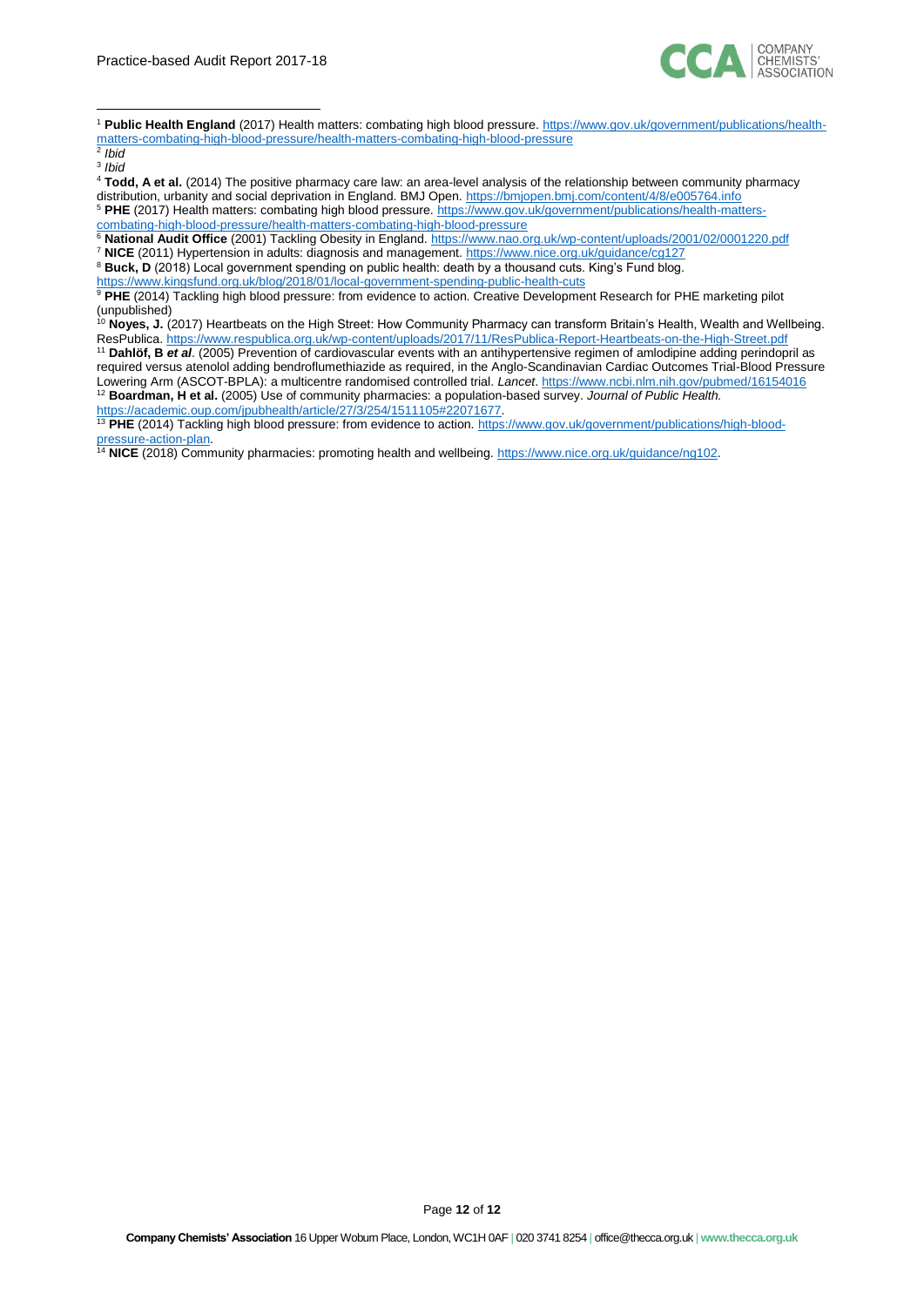[1] **Public Health England** (2017) Health matters: combating high blood pressure. https://www.gov.uk/government/publications/health-matters-combating-high-blood-pressure/health-matters-combating-high-blood-pressure

[2] *Ibid*

[3] *Ibid*

[4] **Todd, A et al.** (2014) The positive pharmacy care law: an area-level analysis of the relationship between community pharmacy distribution, urbanity and social deprivation in England. BMJ Open. https://bmjopen.bmj.com/content/4/8/e005764.info

[5] **PHE** (2017) Health matters: combating high blood pressure. https://www.gov.uk/government/publications/health-matters-combating-high-blood-pressure/health-matters-combating-high-blood-pressure

[6] **National Audit Office** (2001) Tackling Obesity in England. https://www.nao.org.uk/wp-content/uploads/2001/02/0001220.pdf

[7] **NICE** (2011) Hypertension in adults: diagnosis and management. https://www.nice.org.uk/guidance/cg127

[8] **Buck, D** (2018) Local government spending on public health: death by a thousand cuts. King's Fund blog. https://www.kingsfund.org.uk/blog/2018/01/local-government-spending-public-health-cuts

[9] **PHE** (2014) Tackling high blood pressure: from evidence to action. Creative Development Research for PHE marketing pilot (unpublished)

[10] **Noyes, J.** (2017) Heartbeats on the High Street: How Community Pharmacy can transform Britain's Health, Wealth and Wellbeing. ResPublica. https://www.respublica.org.uk/wp-content/uploads/2017/11/ResPublica-Report-Heartbeats-on-the-High-Street.pdf

[11] **Dahlöf, B *et al***. (2005) Prevention of cardiovascular events with an antihypertensive regimen of amlodipine adding perindopril as required versus atenolol adding bendroflumethiazide as required, in the Anglo-Scandinavian Cardiac Outcomes Trial-Blood Pressure Lowering Arm (ASCOT-BPLA): a multicentre randomised controlled trial. *Lancet*. https://www.ncbi.nlm.nih.gov/pubmed/16154016

[12] **Boardman, H et al.** (2005) Use of community pharmacies: a population-based survey. *Journal of Public Health.* https://academic.oup.com/jpubhealth/article/27/3/254/1511105#22071677.

[13] **PHE** (2014) Tackling high blood pressure: from evidence to action. https://www.gov.uk/government/publications/high-blood-pressure-action-plan.

[14] **NICE** (2018) Community pharmacies: promoting health and wellbeing. https://www.nice.org.uk/guidance/ng102.